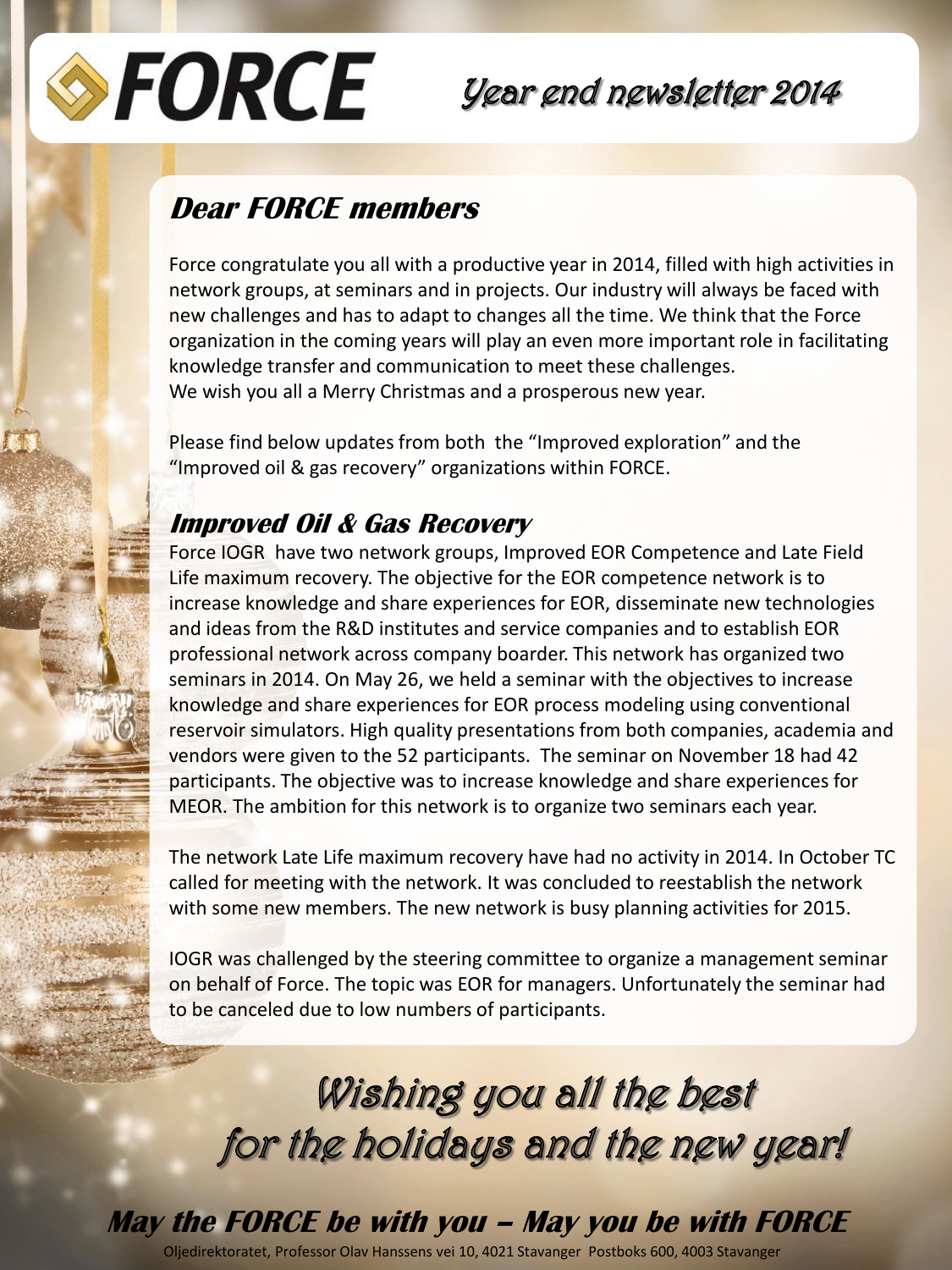# FORCE

## Year end newsletter 2014

## Dear FORCE members

Force congratulate you all with a productive year in 2014, filled with high activities in network groups, at seminars and in projects. Our industry will always be faced with new challenges and has to adapt to changes all the time. We think that the Force organization in the coming years will play an even more important role in facilitating knowledge transfer and communication to meet these challenges.
We wish you all a Merry Christmas and a prosperous new year.

Please find below updates from both the "Improved exploration" and the "Improved oil & gas recovery" organizations within FORCE.

## Improved Oil & Gas Recovery

Force IOGR have two network groups, Improved EOR Competence and Late Field Life maximum recovery. The objective for the EOR competence network is to increase knowledge and share experiences for EOR, disseminate new technologies and ideas from the R&D institutes and service companies and to establish EOR professional network across company boarder. This network has organized two seminars in 2014. On May 26, we held a seminar with the objectives to increase knowledge and share experiences for EOR process modeling using conventional reservoir simulators. High quality presentations from both companies, academia and vendors were given to the 52 participants. The seminar on November 18 had 42 participants. The objective was to increase knowledge and share experiences for MEOR. The ambition for this network is to organize two seminars each year.

The network Late Life maximum recovery have had no activity in 2014. In October TC called for meeting with the network. It was concluded to reestablish the network with some new members. The new network is busy planning activities for 2015.

IOGR was challenged by the steering committee to organize a management seminar on behalf of Force. The topic was EOR for managers. Unfortunately the seminar had to be canceled due to low numbers of participants.

*Wishing you all the best for the holidays and the new year!*

**May the FORCE be with you – May you be with FORCE**

Oljedirektoratet, Professor Olav Hanssens vei 10, 4021 Stavanger Postboks 600, 4003 Stavanger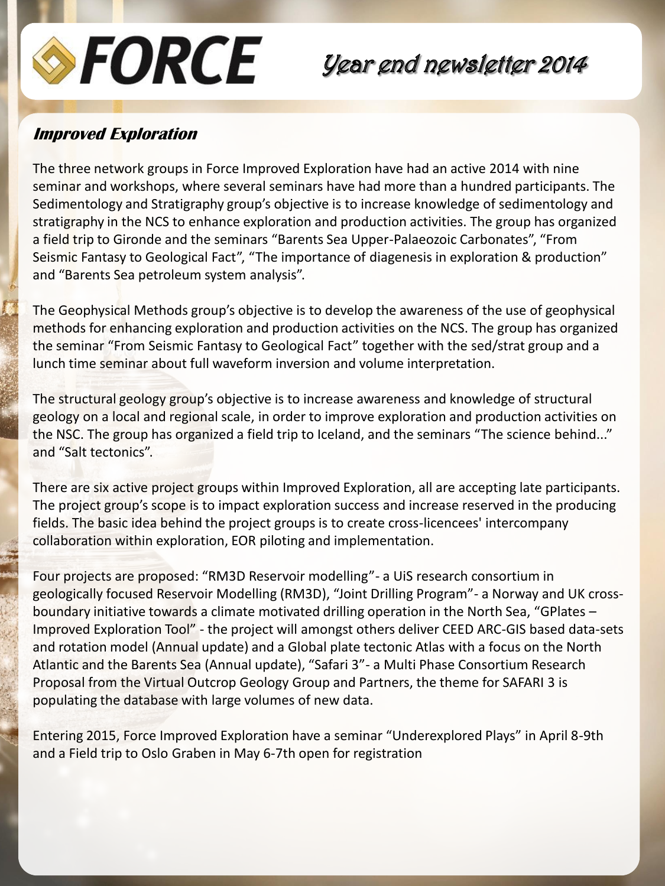# FORCE

## Year end newsletter 2014

### Improved Exploration

The three network groups in Force Improved Exploration have had an active 2014 with nine seminar and workshops, where several seminars have had more than a hundred participants. The Sedimentology and Stratigraphy group's objective is to increase knowledge of sedimentology and stratigraphy in the NCS to enhance exploration and production activities. The group has organized a field trip to Gironde and the seminars "Barents Sea Upper-Palaeozoic Carbonates", "From Seismic Fantasy to Geological Fact", "The importance of diagenesis in exploration & production" and "Barents Sea petroleum system analysis".

The Geophysical Methods group's objective is to develop the awareness of the use of geophysical methods for enhancing exploration and production activities on the NCS. The group has organized the seminar "From Seismic Fantasy to Geological Fact" together with the sed/strat group and a lunch time seminar about full waveform inversion and volume interpretation.

The structural geology group's objective is to increase awareness and knowledge of structural geology on a local and regional scale, in order to improve exploration and production activities on the NSC. The group has organized a field trip to Iceland, and the seminars "The science behind..." and "Salt tectonics".

There are six active project groups within Improved Exploration, all are accepting late participants. The project group's scope is to impact exploration success and increase reserved in the producing fields. The basic idea behind the project groups is to create cross-licencees' intercompany collaboration within exploration, EOR piloting and implementation.

Four projects are proposed: "RM3D Reservoir modelling"- a UiS research consortium in geologically focused Reservoir Modelling (RM3D), "Joint Drilling Program"- a Norway and UK cross-boundary initiative towards a climate motivated drilling operation in the North Sea, "GPlates – Improved Exploration Tool" - the project will amongst others deliver CEED ARC-GIS based data-sets and rotation model (Annual update) and a Global plate tectonic Atlas with a focus on the North Atlantic and the Barents Sea (Annual update), "Safari 3"- a Multi Phase Consortium Research Proposal from the Virtual Outcrop Geology Group and Partners, the theme for SAFARI 3 is populating the database with large volumes of new data.

Entering 2015, Force Improved Exploration have a seminar "Underexplored Plays" in April 8-9th and a Field trip to Oslo Graben in May 6-7th open for registration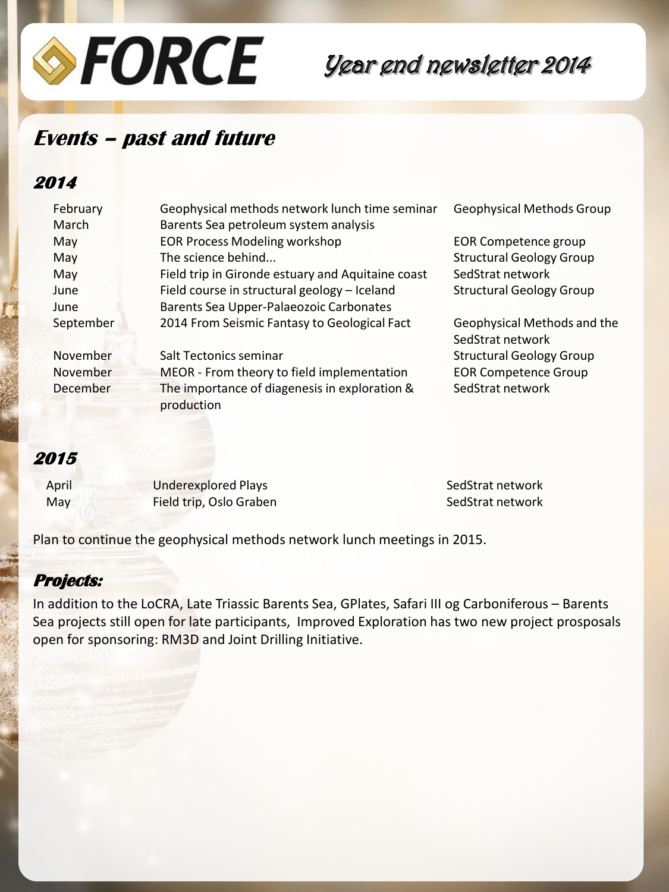# FORCE

*Year end newsletter 2014*

## Events – past and future

### 2014

| | | |
|---|---|---|
| February | Geophysical methods network lunch time seminar | Geophysical Methods Group |
| March | Barents Sea petroleum system analysis | |
| May | EOR Process Modeling workshop | EOR Competence group |
| May | The science behind... | Structural Geology Group |
| May | Field trip in Gironde estuary and Aquitaine coast | SedStrat network |
| June | Field course in structural geology – Iceland | Structural Geology Group |
| June | Barents Sea Upper-Palaeozoic Carbonates | |
| September | 2014 From Seismic Fantasy to Geological Fact | Geophysical Methods and the SedStrat network |
| November | Salt Tectonics seminar | Structural Geology Group |
| November | MEOR - From theory to field implementation | EOR Competence Group |
| December | The importance of diagenesis in exploration & production | SedStrat network |

### 2015

| | | |
|---|---|---|
| April | Underexplored Plays | SedStrat network |
| May | Field trip, Oslo Graben | SedStrat network |

Plan to continue the geophysical methods network lunch meetings in 2015.

### Projects:

In addition to the LoCRA, Late Triassic Barents Sea, GPlates, Safari III og Carboniferous – Barents Sea projects still open for late participants, Improved Exploration has two new project prosposals open for sponsoring: RM3D and Joint Drilling Initiative.